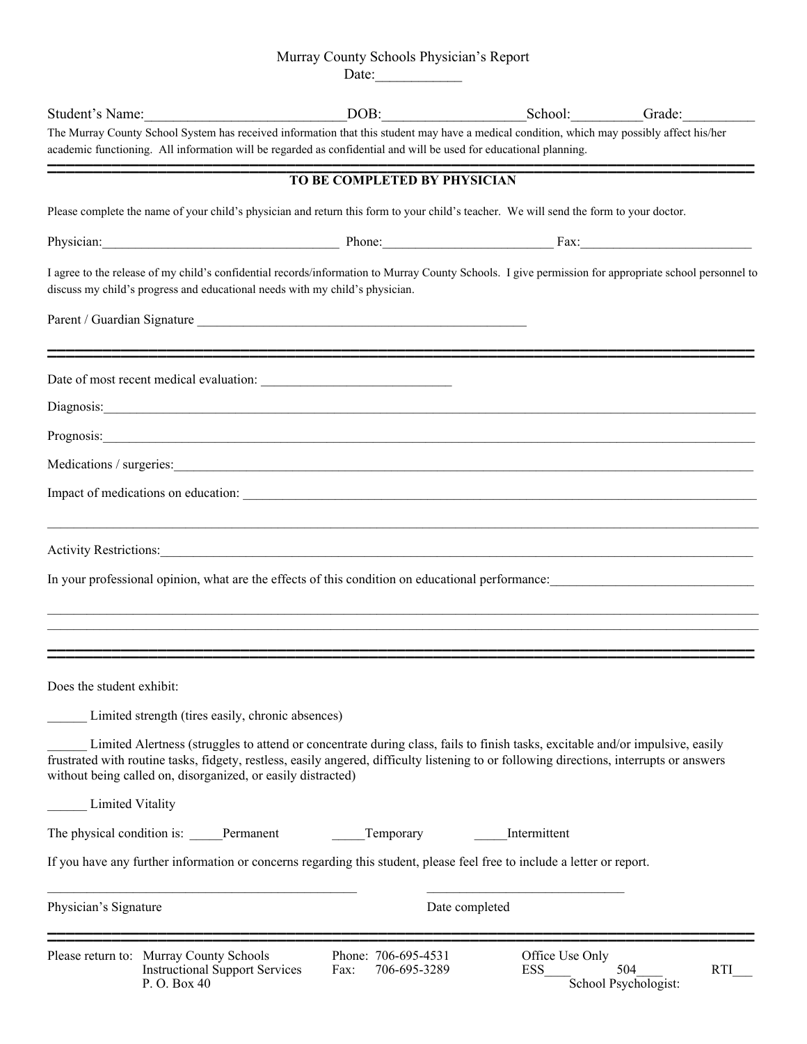# Murray County Schools Physician's Report

Date:____________

Student's Name:____________________________DOB:____________________School:__________Grade:__________

The Murray County School System has received information that this student may have a medical condition, which may possibly affect his/her academic functioning. All information will be regarded as confidential and will be used for educational planning.

---

**TO BE COMPLETED BY PHYSICIAN**

Please complete the name of your child's physician and return this form to your child's teacher. We will send the form to your doctor.

Physician:____________________________________ Phone:__________________________ Fax:__________________________

I agree to the release of my child's confidential records/information to Murray County Schools. I give permission for appropriate school personnel to discuss my child's progress and educational needs with my child's physician.

Parent / Guardian Signature ____________________________________________________

---

Date of most recent medical evaluation: ______________________________

Diagnosis:________________________________________________________________________________________________

Prognosis:________________________________________________________________________________________________

Medications / surgeries:____________________________________________________________________________________

Impact of medications on education: __________________________________________________________________________

________________________________________________________________________________________________________

Activity Restrictions:_______________________________________________________________________________________

In your professional opinion, what are the effects of this condition on educational performance:_______________________________

________________________________________________________________________________________________________

________________________________________________________________________________________________________

---

Does the student exhibit:

______ Limited strength (tires easily, chronic absences)

______ Limited Alertness (struggles to attend or concentrate during class, fails to finish tasks, excitable and/or impulsive, easily frustrated with routine tasks, fidgety, restless, easily angered, difficulty listening to or following directions, interrupts or answers without being called on, disorganized, or easily distracted)

______ Limited Vitality

The physical condition is: _____Permanent _____Temporary _____Intermittent

If you have any further information or concerns regarding this student, please feel free to include a letter or report.

_________________________________________________ _______________________________

Physician's Signature Date completed

---

Please return to: Murray County Schools
Instructional Support Services
P. O. Box 40

Phone: 706-695-4531
Fax: 706-695-3289

Office Use Only
ESS____ 504____ RTI___
School Psychologist: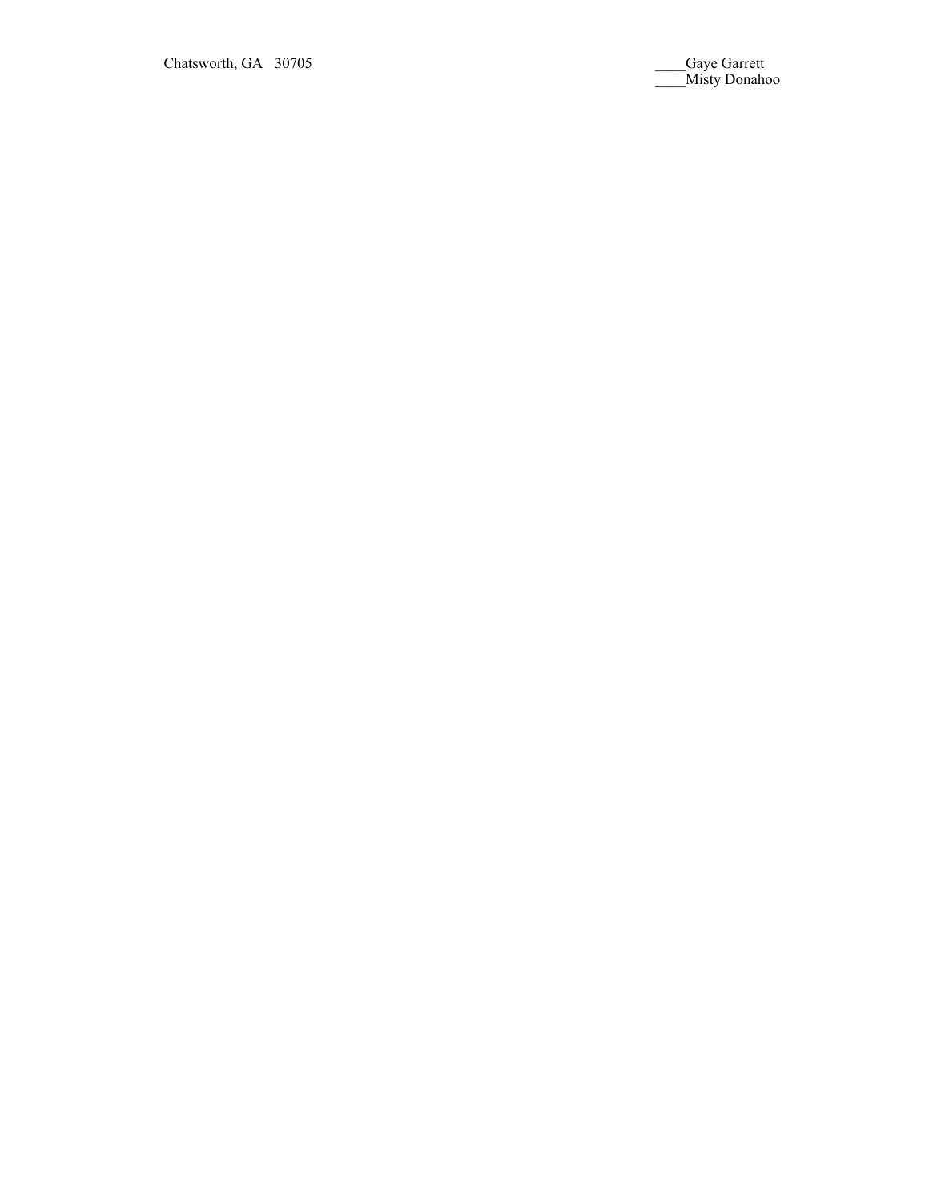Chatsworth, GA 30705

____Gaye Garrett
____Misty Donahoo